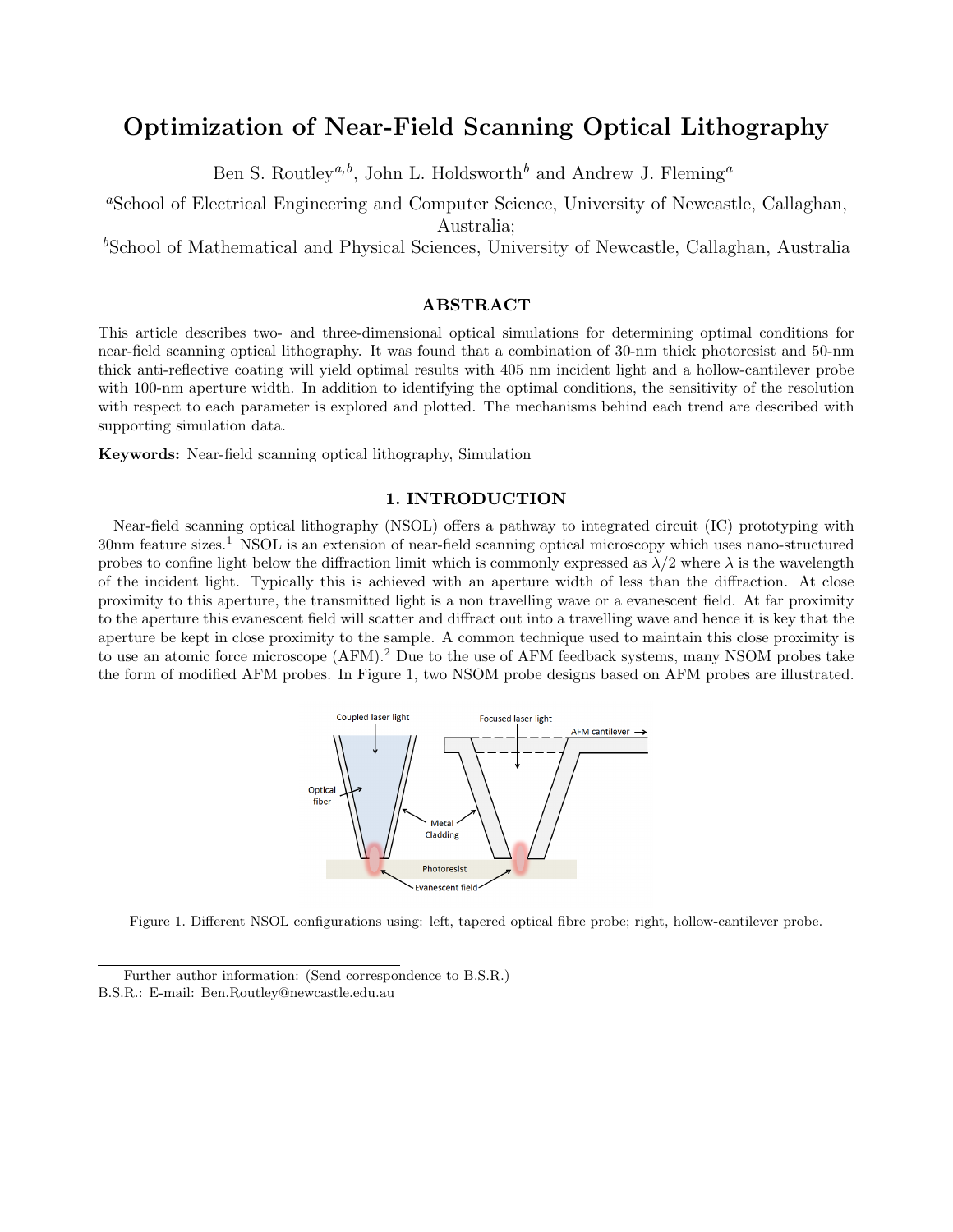# Optimization of Near-Field Scanning Optical Lithography

Ben S. Routley[a,b], John L. Holdsworth[b] and Andrew J. Fleming[a]

[a]School of Electrical Engineering and Computer Science, University of Newcastle, Callaghan, Australia;

[b]School of Mathematical and Physical Sciences, University of Newcastle, Callaghan, Australia

## ABSTRACT

This article describes two- and three-dimensional optical simulations for determining optimal conditions for near-field scanning optical lithography. It was found that a combination of 30-nm thick photoresist and 50-nm thick anti-reflective coating will yield optimal results with 405 nm incident light and a hollow-cantilever probe with 100-nm aperture width. In addition to identifying the optimal conditions, the sensitivity of the resolution with respect to each parameter is explored and plotted. The mechanisms behind each trend are described with supporting simulation data.

**Keywords:** Near-field scanning optical lithography, Simulation

## 1. INTRODUCTION

Near-field scanning optical lithography (NSOL) offers a pathway to integrated circuit (IC) prototyping with 30nm feature sizes.[1] NSOL is an extension of near-field scanning optical microscopy which uses nano-structured probes to confine light below the diffraction limit which is commonly expressed as $\lambda/2$ where $\lambda$ is the wavelength of the incident light. Typically this is achieved with an aperture width of less than the diffraction. At close proximity to this aperture, the transmitted light is a non travelling wave or a evanescent field. At far proximity to the aperture this evanescent field will scatter and diffract out into a travelling wave and hence it is key that the aperture be kept in close proximity to the sample. A common technique used to maintain this close proximity is to use an atomic force microscope (AFM).[2] Due to the use of AFM feedback systems, many NSOM probes take the form of modified AFM probes. In Figure 1, two NSOM probe designs based on AFM probes are illustrated.

Figure 1. Different NSOL configurations using: left, tapered optical fibre probe; right, hollow-cantilever probe.

Further author information: (Send correspondence to B.S.R.)
B.S.R.: E-mail: Ben.Routley@newcastle.edu.au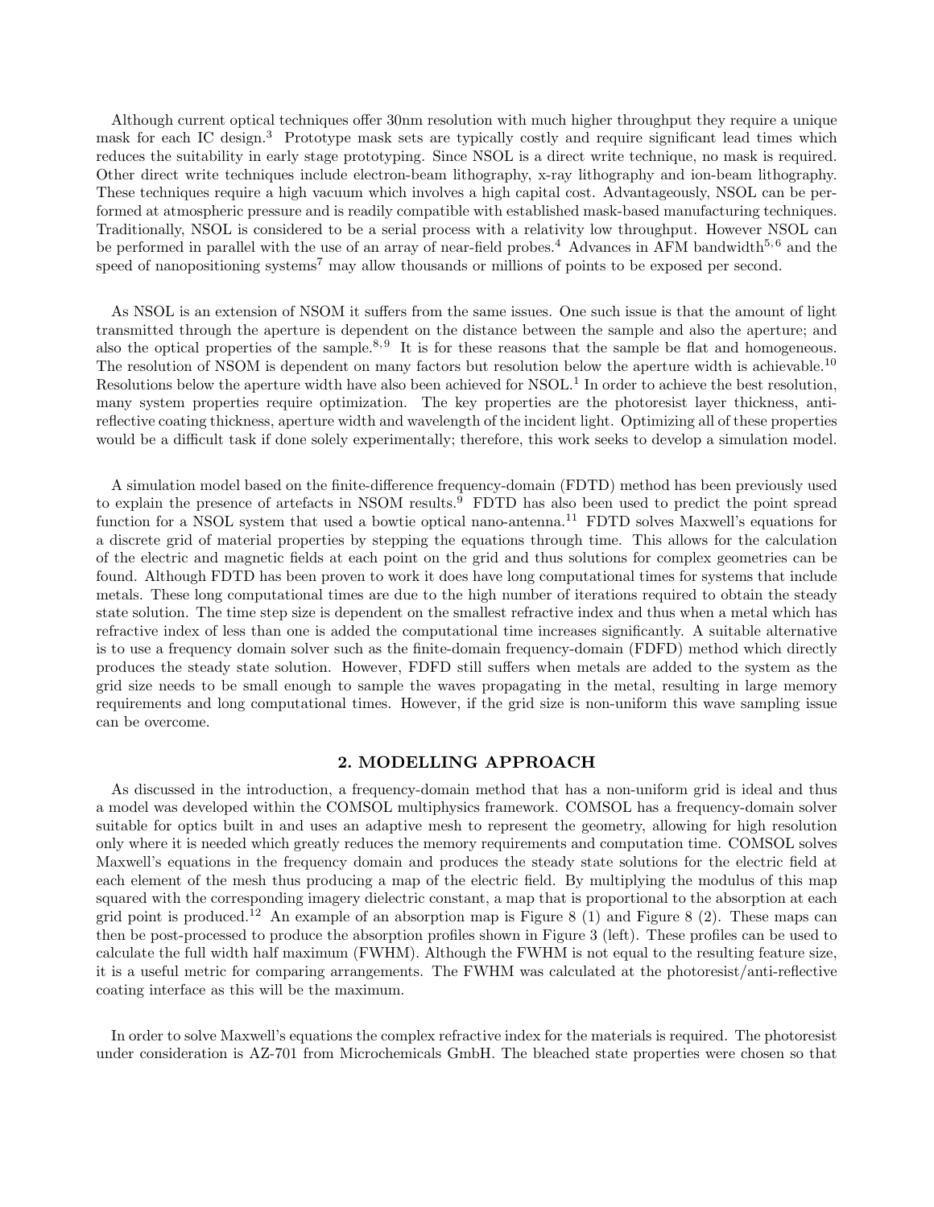Although current optical techniques offer 30nm resolution with much higher throughput they require a unique mask for each IC design.[3] Prototype mask sets are typically costly and require significant lead times which reduces the suitability in early stage prototyping. Since NSOL is a direct write technique, no mask is required. Other direct write techniques include electron-beam lithography, x-ray lithography and ion-beam lithography. These techniques require a high vacuum which involves a high capital cost. Advantageously, NSOL can be performed at atmospheric pressure and is readily compatible with established mask-based manufacturing techniques. Traditionally, NSOL is considered to be a serial process with a relativity low throughput. However NSOL can be performed in parallel with the use of an array of near-field probes.[4] Advances in AFM bandwidth[5,6] and the speed of nanopositioning systems[7] may allow thousands or millions of points to be exposed per second.

As NSOL is an extension of NSOM it suffers from the same issues. One such issue is that the amount of light transmitted through the aperture is dependent on the distance between the sample and also the aperture; and also the optical properties of the sample.[8,9] It is for these reasons that the sample be flat and homogeneous. The resolution of NSOM is dependent on many factors but resolution below the aperture width is achievable.[10] Resolutions below the aperture width have also been achieved for NSOL.[1] In order to achieve the best resolution, many system properties require optimization. The key properties are the photoresist layer thickness, anti-reflective coating thickness, aperture width and wavelength of the incident light. Optimizing all of these properties would be a difficult task if done solely experimentally; therefore, this work seeks to develop a simulation model.

A simulation model based on the finite-difference frequency-domain (FDTD) method has been previously used to explain the presence of artefacts in NSOM results.[9] FDTD has also been used to predict the point spread function for a NSOL system that used a bowtie optical nano-antenna.[11] FDTD solves Maxwell's equations for a discrete grid of material properties by stepping the equations through time. This allows for the calculation of the electric and magnetic fields at each point on the grid and thus solutions for complex geometries can be found. Although FDTD has been proven to work it does have long computational times for systems that include metals. These long computational times are due to the high number of iterations required to obtain the steady state solution. The time step size is dependent on the smallest refractive index and thus when a metal which has refractive index of less than one is added the computational time increases significantly. A suitable alternative is to use a frequency domain solver such as the finite-domain frequency-domain (FDFD) method which directly produces the steady state solution. However, FDFD still suffers when metals are added to the system as the grid size needs to be small enough to sample the waves propagating in the metal, resulting in large memory requirements and long computational times. However, if the grid size is non-uniform this wave sampling issue can be overcome.

## 2. MODELLING APPROACH

As discussed in the introduction, a frequency-domain method that has a non-uniform grid is ideal and thus a model was developed within the COMSOL multiphysics framework. COMSOL has a frequency-domain solver suitable for optics built in and uses an adaptive mesh to represent the geometry, allowing for high resolution only where it is needed which greatly reduces the memory requirements and computation time. COMSOL solves Maxwell's equations in the frequency domain and produces the steady state solutions for the electric field at each element of the mesh thus producing a map of the electric field. By multiplying the modulus of this map squared with the corresponding imagery dielectric constant, a map that is proportional to the absorption at each grid point is produced.[12] An example of an absorption map is Figure 8 (1) and Figure 8 (2). These maps can then be post-processed to produce the absorption profiles shown in Figure 3 (left). These profiles can be used to calculate the full width half maximum (FWHM). Although the FWHM is not equal to the resulting feature size, it is a useful metric for comparing arrangements. The FWHM was calculated at the photoresist/anti-reflective coating interface as this will be the maximum.

In order to solve Maxwell's equations the complex refractive index for the materials is required. The photoresist under consideration is AZ-701 from Microchemicals GmbH. The bleached state properties were chosen so that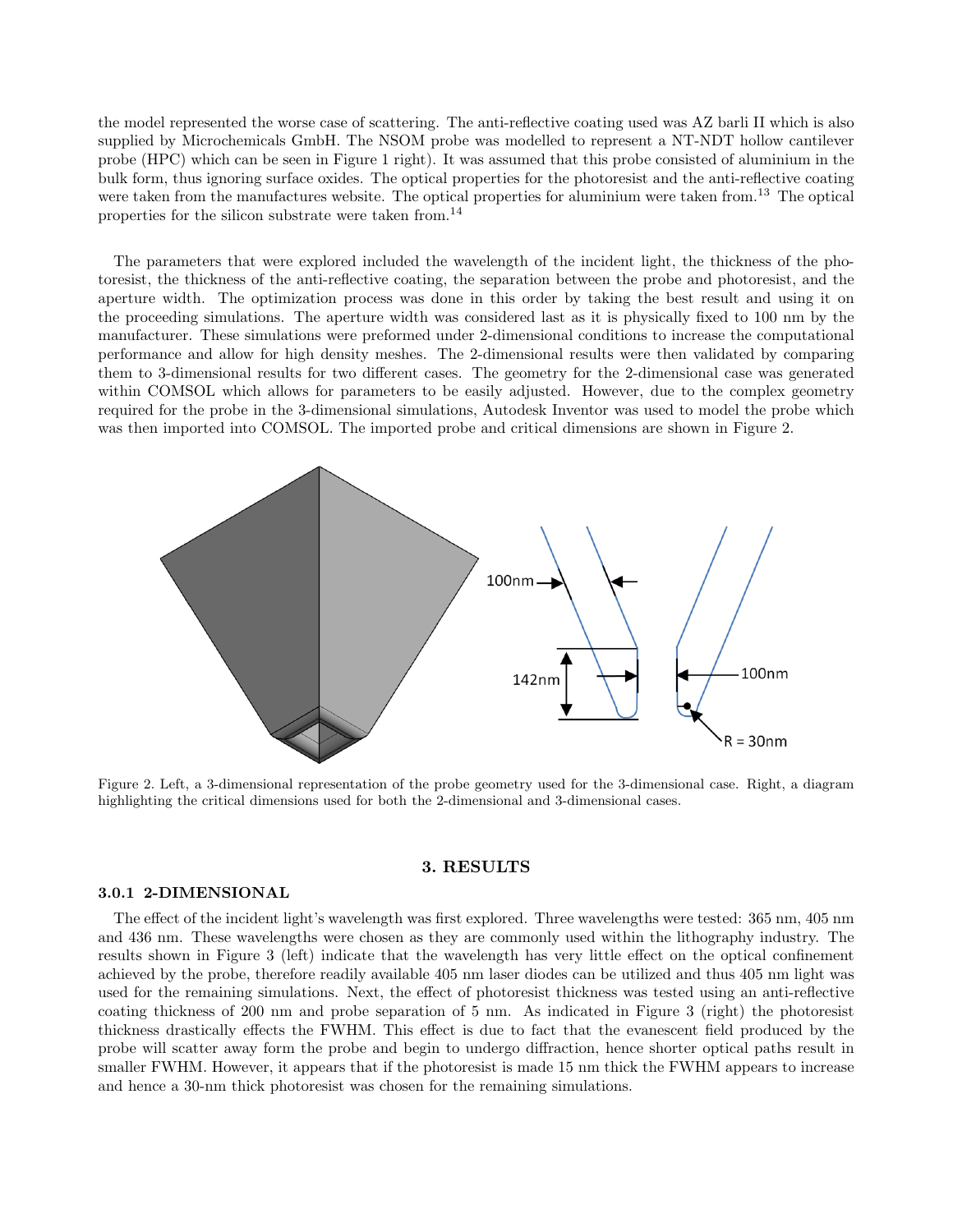the model represented the worse case of scattering. The anti-reflective coating used was AZ barli II which is also supplied by Microchemicals GmbH. The NSOM probe was modelled to represent a NT-NDT hollow cantilever probe (HPC) which can be seen in Figure 1 right). It was assumed that this probe consisted of aluminium in the bulk form, thus ignoring surface oxides. The optical properties for the photoresist and the anti-reflective coating were taken from the manufactures website. The optical properties for aluminium were taken from.[13] The optical properties for the silicon substrate were taken from.[14]

The parameters that were explored included the wavelength of the incident light, the thickness of the photoresist, the thickness of the anti-reflective coating, the separation between the probe and photoresist, and the aperture width. The optimization process was done in this order by taking the best result and using it on the proceeding simulations. The aperture width was considered last as it is physically fixed to 100 nm by the manufacturer. These simulations were preformed under 2-dimensional conditions to increase the computational performance and allow for high density meshes. The 2-dimensional results were then validated by comparing them to 3-dimensional results for two different cases. The geometry for the 2-dimensional case was generated within COMSOL which allows for parameters to be easily adjusted. However, due to the complex geometry required for the probe in the 3-dimensional simulations, Autodesk Inventor was used to model the probe which was then imported into COMSOL. The imported probe and critical dimensions are shown in Figure 2.

Figure 2. Left, a 3-dimensional representation of the probe geometry used for the 3-dimensional case. Right, a diagram highlighting the critical dimensions used for both the 2-dimensional and 3-dimensional cases.

## 3. RESULTS

### 3.0.1 2-DIMENSIONAL

The effect of the incident light's wavelength was first explored. Three wavelengths were tested: 365 nm, 405 nm and 436 nm. These wavelengths were chosen as they are commonly used within the lithography industry. The results shown in Figure 3 (left) indicate that the wavelength has very little effect on the optical confinement achieved by the probe, therefore readily available 405 nm laser diodes can be utilized and thus 405 nm light was used for the remaining simulations. Next, the effect of photoresist thickness was tested using an anti-reflective coating thickness of 200 nm and probe separation of 5 nm. As indicated in Figure 3 (right) the photoresist thickness drastically effects the FWHM. This effect is due to fact that the evanescent field produced by the probe will scatter away form the probe and begin to undergo diffraction, hence shorter optical paths result in smaller FWHM. However, it appears that if the photoresist is made 15 nm thick the FWHM appears to increase and hence a 30-nm thick photoresist was chosen for the remaining simulations.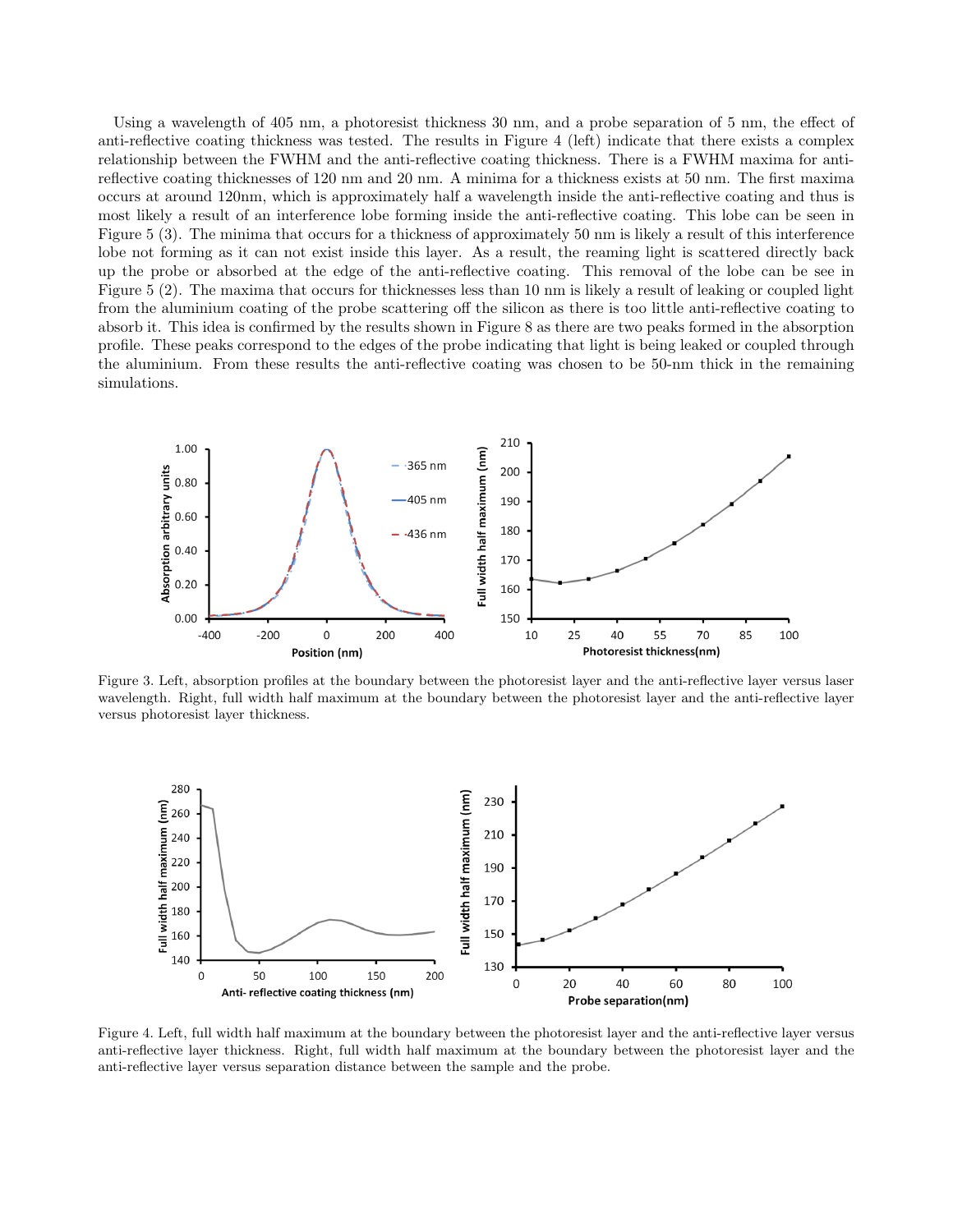Using a wavelength of 405 nm, a photoresist thickness 30 nm, and a probe separation of 5 nm, the effect of anti-reflective coating thickness was tested. The results in Figure 4 (left) indicate that there exists a complex relationship between the FWHM and the anti-reflective coating thickness. There is a FWHM maxima for anti-reflective coating thicknesses of 120 nm and 20 nm. A minima for a thickness exists at 50 nm. The first maxima occurs at around 120nm, which is approximately half a wavelength inside the anti-reflective coating and thus is most likely a result of an interference lobe forming inside the anti-reflective coating. This lobe can be seen in Figure 5 (3). The minima that occurs for a thickness of approximately 50 nm is likely a result of this interference lobe not forming as it can not exist inside this layer. As a result, the reaming light is scattered directly back up the probe or absorbed at the edge of the anti-reflective coating. This removal of the lobe can be see in Figure 5 (2). The maxima that occurs for thicknesses less than 10 nm is likely a result of leaking or coupled light from the aluminium coating of the probe scattering off the silicon as there is too little anti-reflective coating to absorb it. This idea is confirmed by the results shown in Figure 8 as there are two peaks formed in the absorption profile. These peaks correspond to the edges of the probe indicating that light is being leaked or coupled through the aluminium. From these results the anti-reflective coating was chosen to be 50-nm thick in the remaining simulations.

Figure 3. Left, absorption profiles at the boundary between the photoresist layer and the anti-reflective layer versus laser wavelength. Right, full width half maximum at the boundary between the photoresist layer and the anti-reflective layer versus photoresist layer thickness.

Figure 4. Left, full width half maximum at the boundary between the photoresist layer and the anti-reflective layer versus anti-reflective layer thickness. Right, full width half maximum at the boundary between the photoresist layer and the anti-reflective layer versus separation distance between the sample and the probe.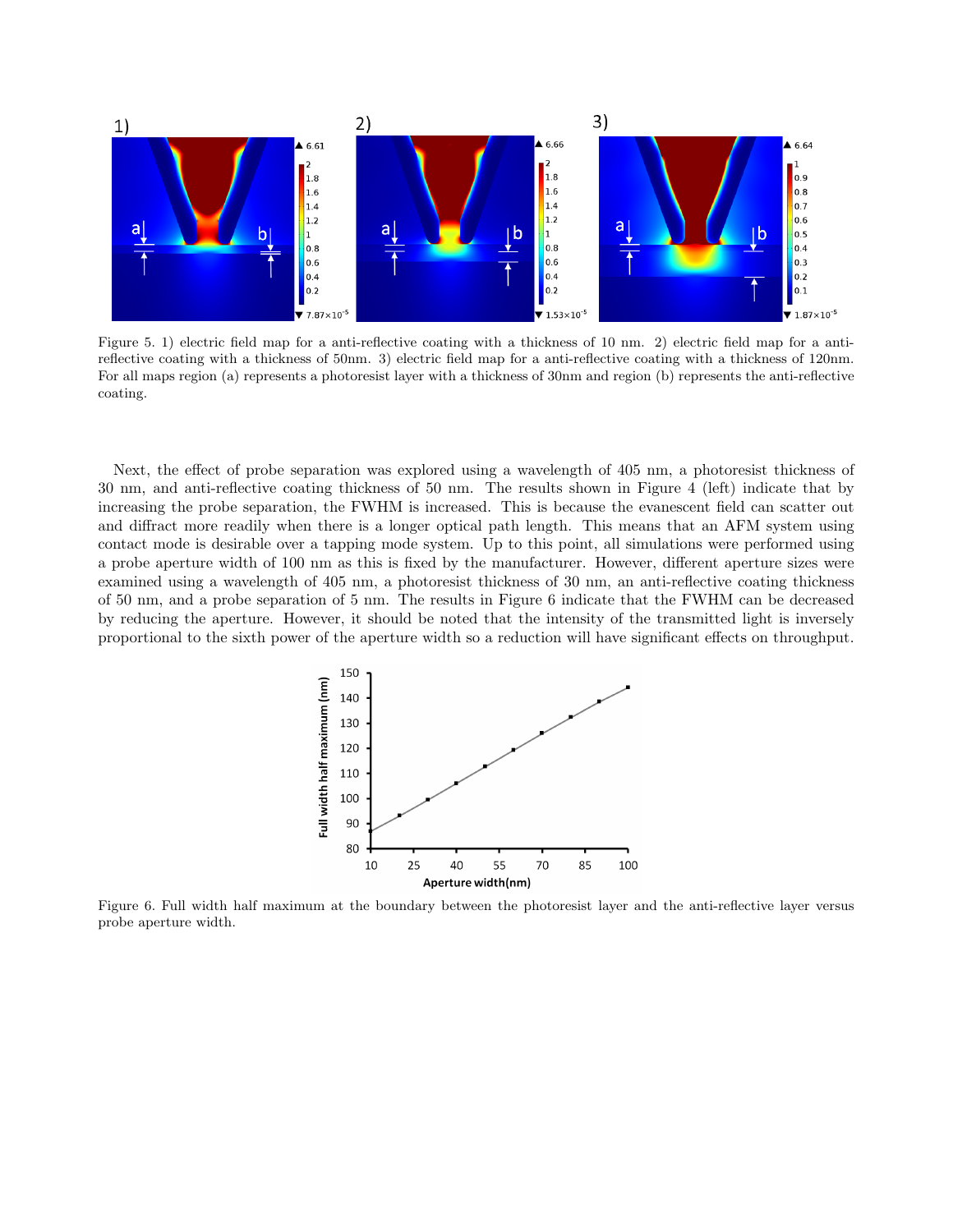Figure 5. 1) electric field map for a anti-reflective coating with a thickness of 10 nm. 2) electric field map for a anti-reflective coating with a thickness of 50nm. 3) electric field map for a anti-reflective coating with a thickness of 120nm. For all maps region (a) represents a photoresist layer with a thickness of 30nm and region (b) represents the anti-reflective coating.

Next, the effect of probe separation was explored using a wavelength of 405 nm, a photoresist thickness of 30 nm, and anti-reflective coating thickness of 50 nm. The results shown in Figure 4 (left) indicate that by increasing the probe separation, the FWHM is increased. This is because the evanescent field can scatter out and diffract more readily when there is a longer optical path length. This means that an AFM system using contact mode is desirable over a tapping mode system. Up to this point, all simulations were performed using a probe aperture width of 100 nm as this is fixed by the manufacturer. However, different aperture sizes were examined using a wavelength of 405 nm, a photoresist thickness of 30 nm, an anti-reflective coating thickness of 50 nm, and a probe separation of 5 nm. The results in Figure 6 indicate that the FWHM can be decreased by reducing the aperture. However, it should be noted that the intensity of the transmitted light is inversely proportional to the sixth power of the aperture width so a reduction will have significant effects on throughput.

Figure 6. Full width half maximum at the boundary between the photoresist layer and the anti-reflective layer versus probe aperture width.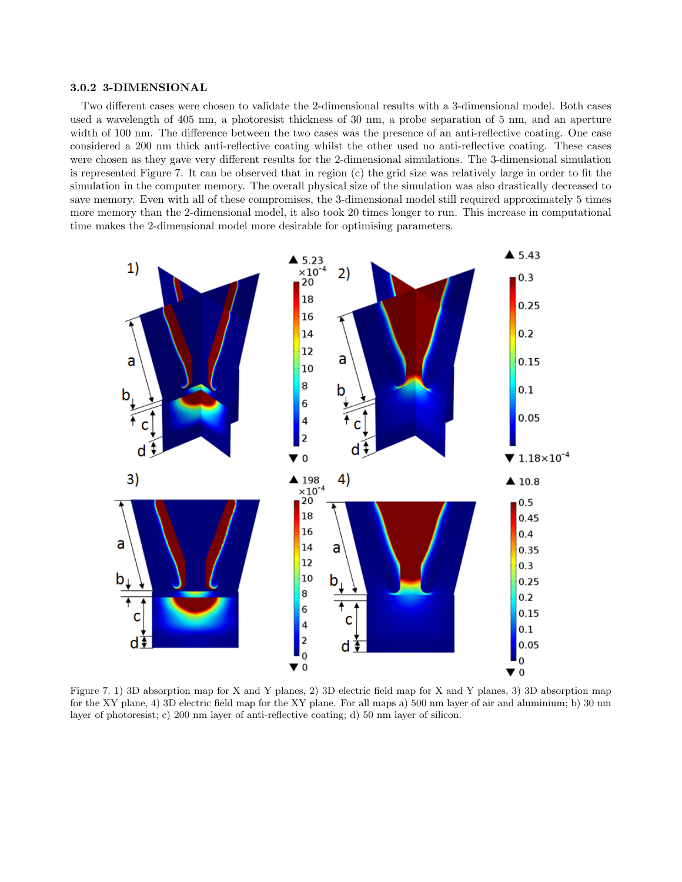### 3.0.2 3-DIMENSIONAL

Two different cases were chosen to validate the 2-dimensional results with a 3-dimensional model. Both cases used a wavelength of 405 nm, a photoresist thickness of 30 nm, a probe separation of 5 nm, and an aperture width of 100 nm. The difference between the two cases was the presence of an anti-reflective coating. One case considered a 200 nm thick anti-reflective coating whilst the other used no anti-reflective coating. These cases were chosen as they gave very different results for the 2-dimensional simulations. The 3-dimensional simulation is represented Figure 7. It can be observed that in region (c) the grid size was relatively large in order to fit the simulation in the computer memory. The overall physical size of the simulation was also drastically decreased to save memory. Even with all of these compromises, the 3-dimensional model still required approximately 5 times more memory than the 2-dimensional model, it also took 20 times longer to run. This increase in computational time makes the 2-dimensional model more desirable for optimising parameters.

Figure 7. 1) 3D absorption map for X and Y planes, 2) 3D electric field map for X and Y planes, 3) 3D absorption map for the XY plane, 4) 3D electric field map for the XY plane. For all maps a) 500 nm layer of air and aluminium; b) 30 nm layer of photoresist; c) 200 nm layer of anti-reflective coating; d) 50 nm layer of silicon.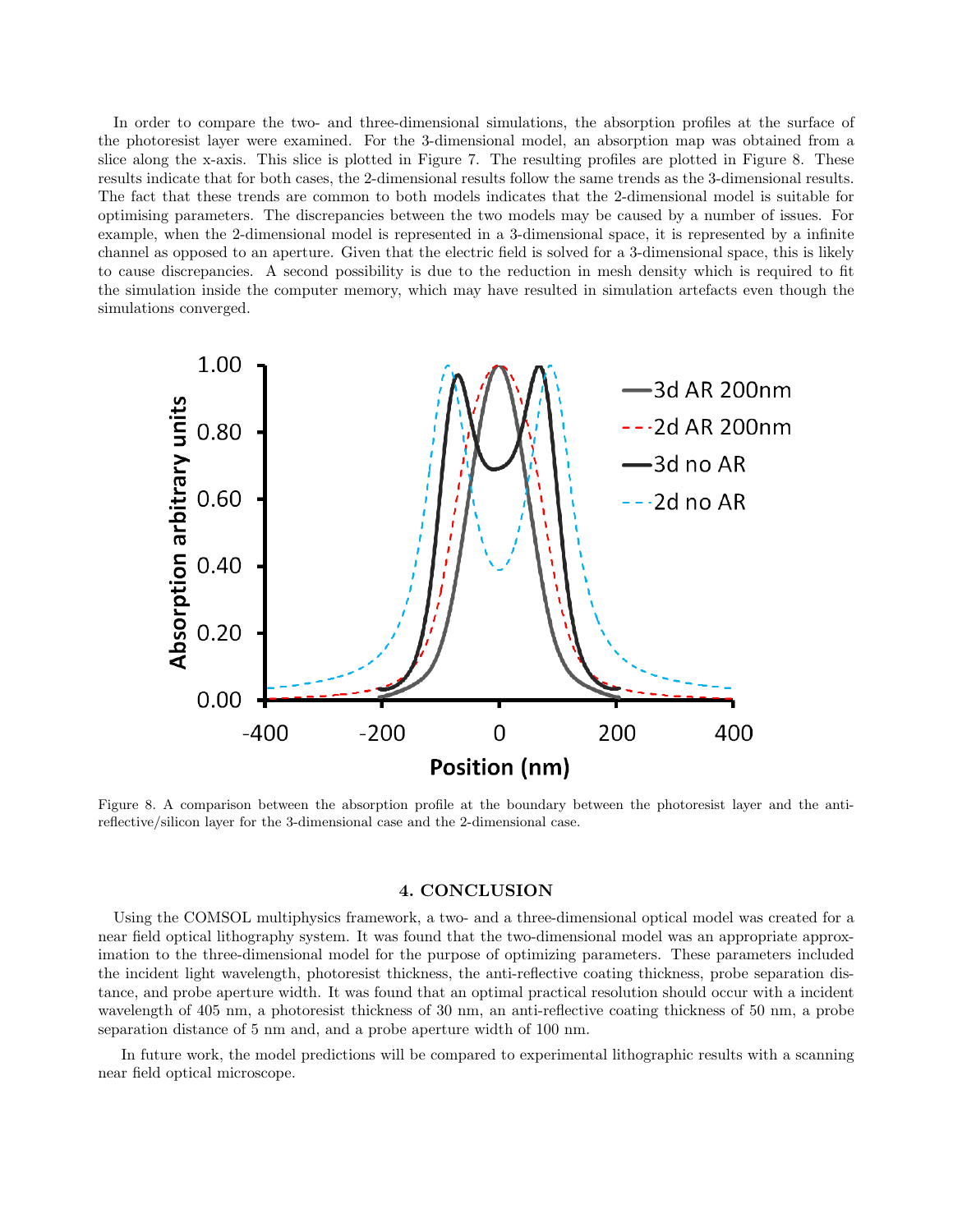In order to compare the two- and three-dimensional simulations, the absorption profiles at the surface of the photoresist layer were examined. For the 3-dimensional model, an absorption map was obtained from a slice along the x-axis. This slice is plotted in Figure 7. The resulting profiles are plotted in Figure 8. These results indicate that for both cases, the 2-dimensional results follow the same trends as the 3-dimensional results. The fact that these trends are common to both models indicates that the 2-dimensional model is suitable for optimising parameters. The discrepancies between the two models may be caused by a number of issues. For example, when the 2-dimensional model is represented in a 3-dimensional space, it is represented by a infinite channel as opposed to an aperture. Given that the electric field is solved for a 3-dimensional space, this is likely to cause discrepancies. A second possibility is due to the reduction in mesh density which is required to fit the simulation inside the computer memory, which may have resulted in simulation artefacts even though the simulations converged.

Figure 8. A comparison between the absorption profile at the boundary between the photoresist layer and the anti-reflective/silicon layer for the 3-dimensional case and the 2-dimensional case.

## 4. CONCLUSION

Using the COMSOL multiphysics framework, a two- and a three-dimensional optical model was created for a near field optical lithography system. It was found that the two-dimensional model was an appropriate approximation to the three-dimensional model for the purpose of optimizing parameters. These parameters included the incident light wavelength, photoresist thickness, the anti-reflective coating thickness, probe separation distance, and probe aperture width. It was found that an optimal practical resolution should occur with a incident wavelength of 405 nm, a photoresist thickness of 30 nm, an anti-reflective coating thickness of 50 nm, a probe separation distance of 5 nm and, and a probe aperture width of 100 nm.

In future work, the model predictions will be compared to experimental lithographic results with a scanning near field optical microscope.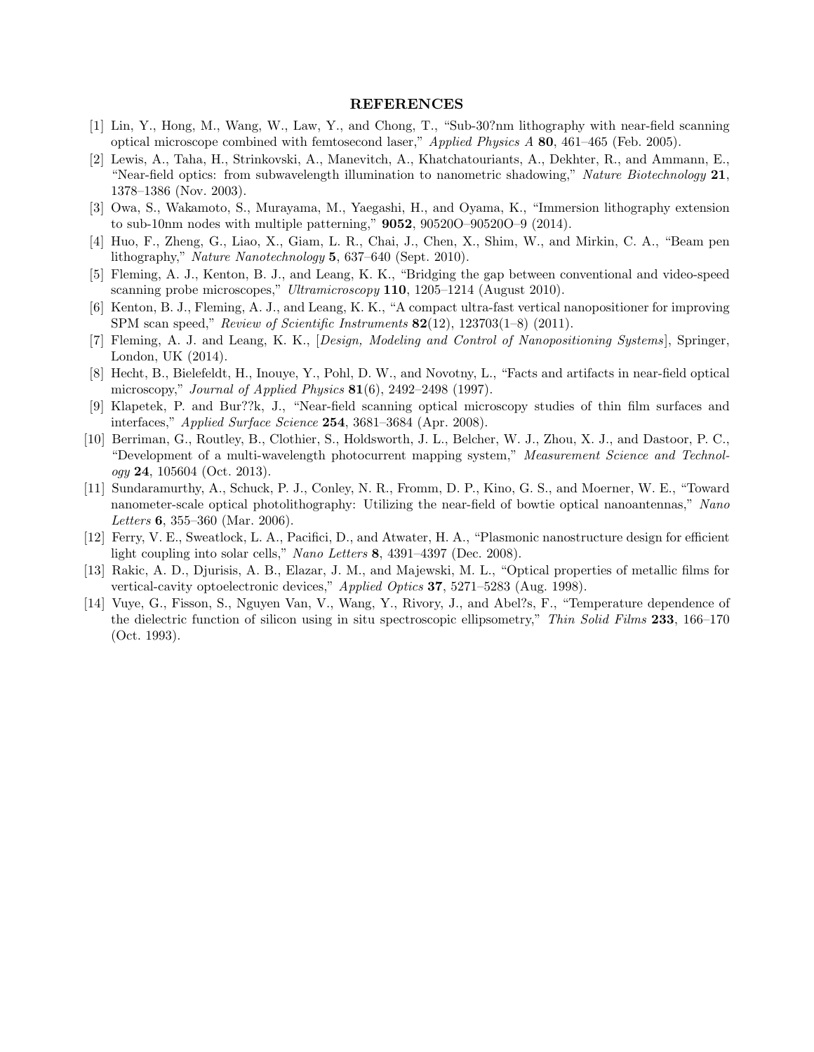## REFERENCES

[1] Lin, Y., Hong, M., Wang, W., Law, Y., and Chong, T., "Sub-30?nm lithography with near-field scanning optical microscope combined with femtosecond laser," *Applied Physics A* **80**, 461–465 (Feb. 2005).

[2] Lewis, A., Taha, H., Strinkovski, A., Manevitch, A., Khatchatouriants, A., Dekhter, R., and Ammann, E., "Near-field optics: from subwavelength illumination to nanometric shadowing," *Nature Biotechnology* **21**, 1378–1386 (Nov. 2003).

[3] Owa, S., Wakamoto, S., Murayama, M., Yaegashi, H., and Oyama, K., "Immersion lithography extension to sub-10nm nodes with multiple patterning," **9052**, 90520O–90520O–9 (2014).

[4] Huo, F., Zheng, G., Liao, X., Giam, L. R., Chai, J., Chen, X., Shim, W., and Mirkin, C. A., "Beam pen lithography," *Nature Nanotechnology* **5**, 637–640 (Sept. 2010).

[5] Fleming, A. J., Kenton, B. J., and Leang, K. K., "Bridging the gap between conventional and video-speed scanning probe microscopes," *Ultramicroscopy* **110**, 1205–1214 (August 2010).

[6] Kenton, B. J., Fleming, A. J., and Leang, K. K., "A compact ultra-fast vertical nanopositioner for improving SPM scan speed," *Review of Scientific Instruments* **82**(12), 123703(1–8) (2011).

[7] Fleming, A. J. and Leang, K. K., [*Design, Modeling and Control of Nanopositioning Systems*], Springer, London, UK (2014).

[8] Hecht, B., Bielefeldt, H., Inouye, Y., Pohl, D. W., and Novotny, L., "Facts and artifacts in near-field optical microscopy," *Journal of Applied Physics* **81**(6), 2492–2498 (1997).

[9] Klapetek, P. and Bur??k, J., "Near-field scanning optical microscopy studies of thin film surfaces and interfaces," *Applied Surface Science* **254**, 3681–3684 (Apr. 2008).

[10] Berriman, G., Routley, B., Clothier, S., Holdsworth, J. L., Belcher, W. J., Zhou, X. J., and Dastoor, P. C., "Development of a multi-wavelength photocurrent mapping system," *Measurement Science and Technology* **24**, 105604 (Oct. 2013).

[11] Sundaramurthy, A., Schuck, P. J., Conley, N. R., Fromm, D. P., Kino, G. S., and Moerner, W. E., "Toward nanometer-scale optical photolithography: Utilizing the near-field of bowtie optical nanoantennas," *Nano Letters* **6**, 355–360 (Mar. 2006).

[12] Ferry, V. E., Sweatlock, L. A., Pacifici, D., and Atwater, H. A., "Plasmonic nanostructure design for efficient light coupling into solar cells," *Nano Letters* **8**, 4391–4397 (Dec. 2008).

[13] Rakic, A. D., Djurisis, A. B., Elazar, J. M., and Majewski, M. L., "Optical properties of metallic films for vertical-cavity optoelectronic devices," *Applied Optics* **37**, 5271–5283 (Aug. 1998).

[14] Vuye, G., Fisson, S., Nguyen Van, V., Wang, Y., Rivory, J., and Abel?s, F., "Temperature dependence of the dielectric function of silicon using in situ spectroscopic ellipsometry," *Thin Solid Films* **233**, 166–170 (Oct. 1993).